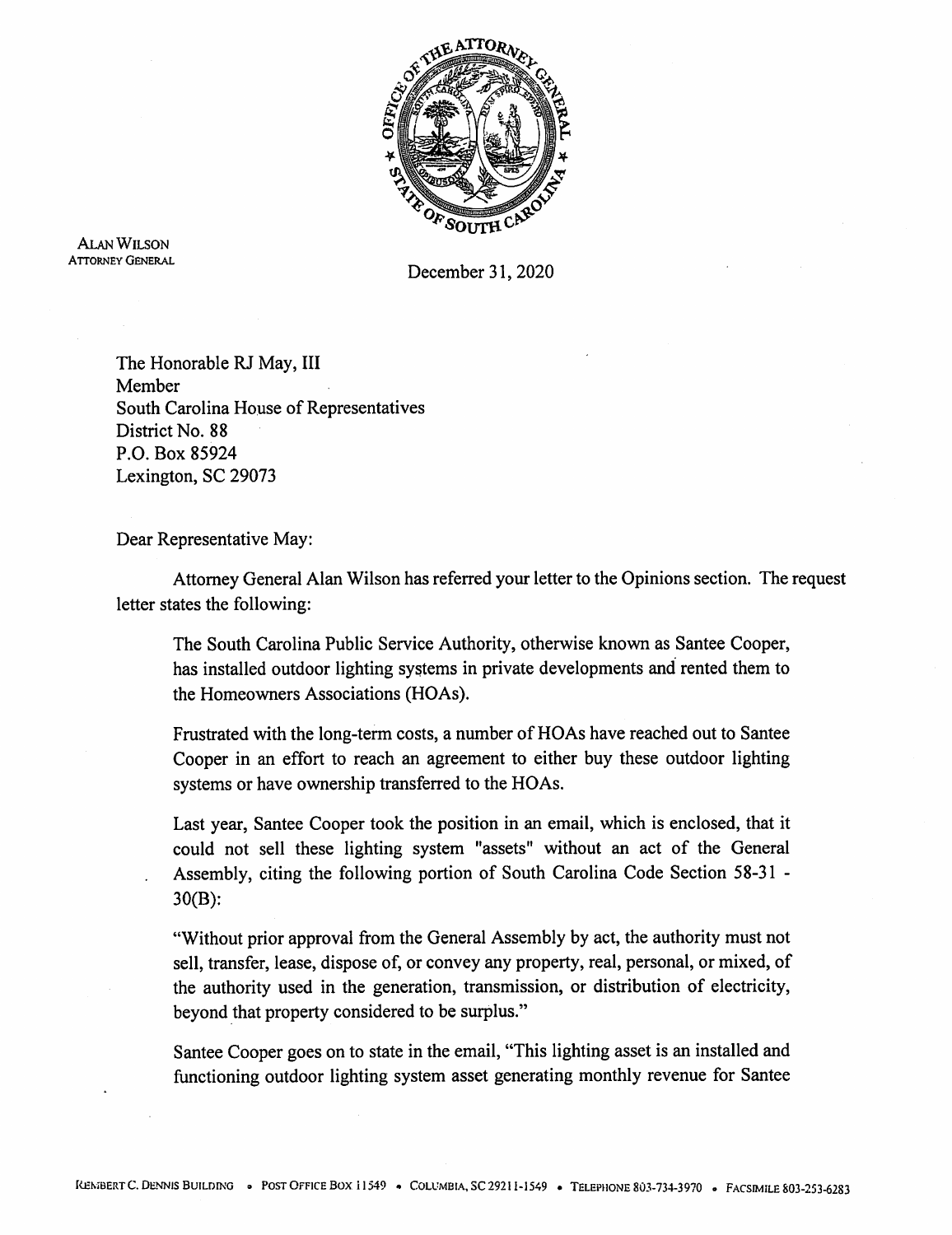ALAN WILSON
ATTORNEY GENERAL

December 31, 2020

The Honorable RJ May, III
Member
South Carolina House of Representatives
District No. 88
P.O. Box 85924
Lexington, SC 29073

Dear Representative May:

Attorney General Alan Wilson has referred your letter to the Opinions section. The request letter states the following:

> The South Carolina Public Service Authority, otherwise known as Santee Cooper, has installed outdoor lighting systems in private developments and rented them to the Homeowners Associations (HOAs).
>
> Frustrated with the long-term costs, a number of HOAs have reached out to Santee Cooper in an effort to reach an agreement to either buy these outdoor lighting systems or have ownership transferred to the HOAs.
>
> Last year, Santee Cooper took the position in an email, which is enclosed, that it could not sell these lighting system "assets" without an act of the General Assembly, citing the following portion of South Carolina Code Section 58-31-30(B):
>
> "Without prior approval from the General Assembly by act, the authority must not sell, transfer, lease, dispose of, or convey any property, real, personal, or mixed, of the authority used in the generation, transmission, or distribution of electricity, beyond that property considered to be surplus."
>
> Santee Cooper goes on to state in the email, "This lighting asset is an installed and functioning outdoor lighting system asset generating monthly revenue for Santee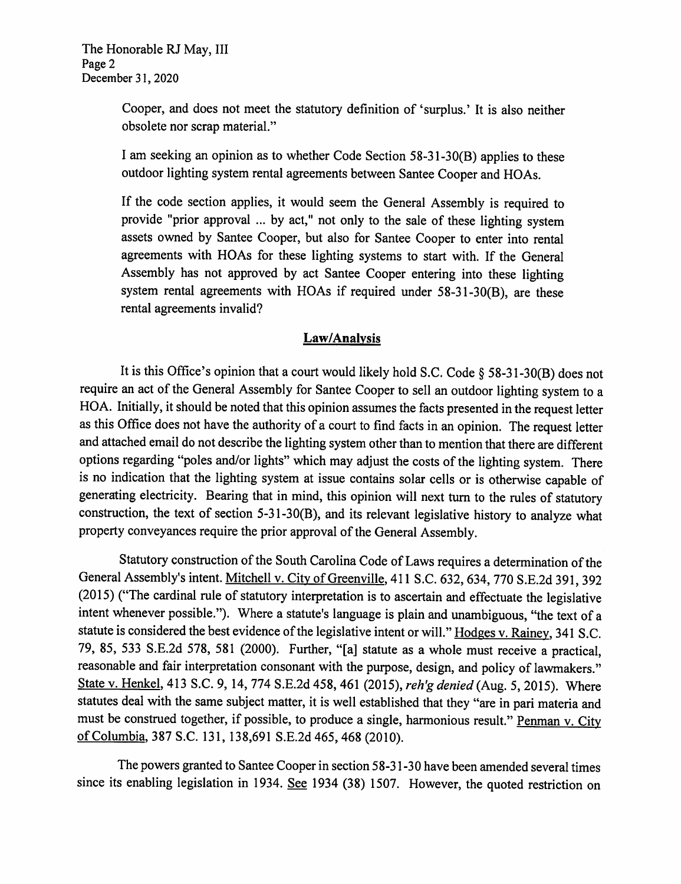Cooper, and does not meet the statutory definition of 'surplus.' It is also neither obsolete nor scrap material."

> I am seeking an opinion as to whether Code Section 58-31-30(B) applies to these outdoor lighting system rental agreements between Santee Cooper and HOAs.
>
> If the code section applies, it would seem the General Assembly is required to provide "prior approval ... by act," not only to the sale of these lighting system assets owned by Santee Cooper, but also for Santee Cooper to enter into rental agreements with HOAs for these lighting systems to start with. If the General Assembly has not approved by act Santee Cooper entering into these lighting system rental agreements with HOAs if required under 58-31-30(B), are these rental agreements invalid?

## Law/Analysis

It is this Office's opinion that a court would likely hold S.C. Code § 58-31-30(B) does not require an act of the General Assembly for Santee Cooper to sell an outdoor lighting system to a HOA. Initially, it should be noted that this opinion assumes the facts presented in the request letter as this Office does not have the authority of a court to find facts in an opinion. The request letter and attached email do not describe the lighting system other than to mention that there are different options regarding "poles and/or lights" which may adjust the costs of the lighting system. There is no indication that the lighting system at issue contains solar cells or is otherwise capable of generating electricity. Bearing that in mind, this opinion will next turn to the rules of statutory construction, the text of section 5-31-30(B), and its relevant legislative history to analyze what property conveyances require the prior approval of the General Assembly.

Statutory construction of the South Carolina Code of Laws requires a determination of the General Assembly's intent. Mitchell v. City of Greenville, 411 S.C. 632, 634, 770 S.E.2d 391, 392 (2015) ("The cardinal rule of statutory interpretation is to ascertain and effectuate the legislative intent whenever possible."). Where a statute's language is plain and unambiguous, "the text of a statute is considered the best evidence of the legislative intent or will." Hodges v. Rainey, 341 S.C. 79, 85, 533 S.E.2d 578, 581 (2000). Further, "[a] statute as a whole must receive a practical, reasonable and fair interpretation consonant with the purpose, design, and policy of lawmakers." State v. Henkel, 413 S.C. 9, 14, 774 S.E.2d 458, 461 (2015), *reh'g denied* (Aug. 5, 2015). Where statutes deal with the same subject matter, it is well established that they "are in pari materia and must be construed together, if possible, to produce a single, harmonious result." Penman v. City of Columbia, 387 S.C. 131, 138,691 S.E.2d 465, 468 (2010).

The powers granted to Santee Cooper in section 58-31-30 have been amended several times since its enabling legislation in 1934. See 1934 (38) 1507. However, the quoted restriction on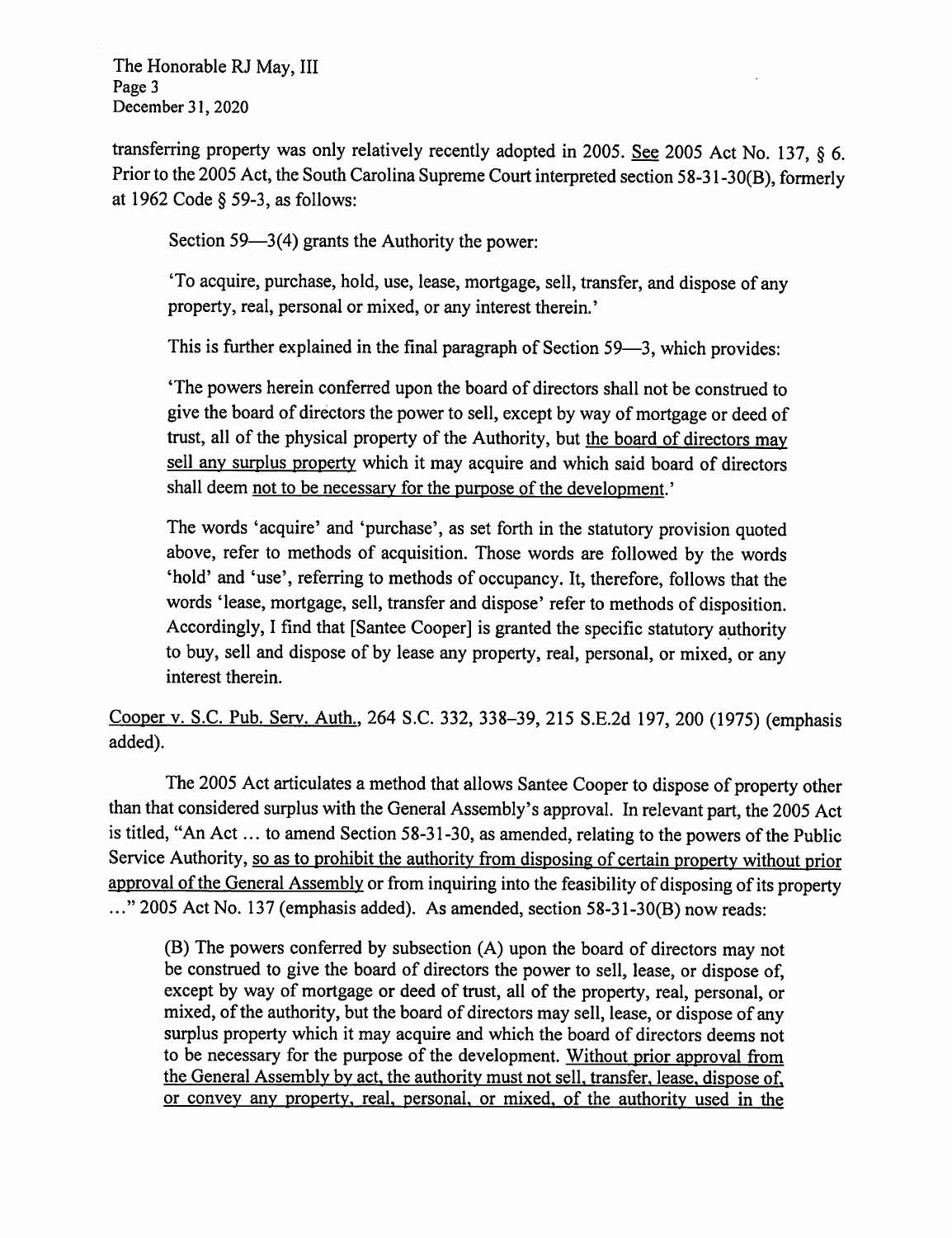transferring property was only relatively recently adopted in 2005. <u>See</u> 2005 Act No. 137, § 6. Prior to the 2005 Act, the South Carolina Supreme Court interpreted section 58-31-30(B), formerly at 1962 Code § 59-3, as follows:

> Section 59—3(4) grants the Authority the power:
>
> 'To acquire, purchase, hold, use, lease, mortgage, sell, transfer, and dispose of any property, real, personal or mixed, or any interest therein.'
>
> This is further explained in the final paragraph of Section 59—3, which provides:
>
> 'The powers herein conferred upon the board of directors shall not be construed to give the board of directors the power to sell, except by way of mortgage or deed of trust, all of the physical property of the Authority, but <u>the board of directors may sell any surplus property</u> which it may acquire and which said board of directors shall deem <u>not to be necessary for the purpose of the development</u>.'
>
> The words 'acquire' and 'purchase', as set forth in the statutory provision quoted above, refer to methods of acquisition. Those words are followed by the words 'hold' and 'use', referring to methods of occupancy. It, therefore, follows that the words 'lease, mortgage, sell, transfer and dispose' refer to methods of disposition. Accordingly, I find that [Santee Cooper] is granted the specific statutory authority to buy, sell and dispose of by lease any property, real, personal, or mixed, or any interest therein.

<u>Cooper v. S.C. Pub. Serv. Auth.</u>, 264 S.C. 332, 338–39, 215 S.E.2d 197, 200 (1975) (emphasis added).

The 2005 Act articulates a method that allows Santee Cooper to dispose of property other than that considered surplus with the General Assembly's approval. In relevant part, the 2005 Act is titled, "An Act … to amend Section 58-31-30, as amended, relating to the powers of the Public Service Authority, <u>so as to prohibit the authority from disposing of certain property without prior approval of the General Assembly</u> or from inquiring into the feasibility of disposing of its property …" 2005 Act No. 137 (emphasis added). As amended, section 58-31-30(B) now reads:

> (B) The powers conferred by subsection (A) upon the board of directors may not be construed to give the board of directors the power to sell, lease, or dispose of, except by way of mortgage or deed of trust, all of the property, real, personal, or mixed, of the authority, but the board of directors may sell, lease, or dispose of any surplus property which it may acquire and which the board of directors deems not to be necessary for the purpose of the development. <u>Without prior approval from the General Assembly by act, the authority must not sell, transfer, lease, dispose of, or convey any property, real, personal, or mixed, of the authority used in the</u>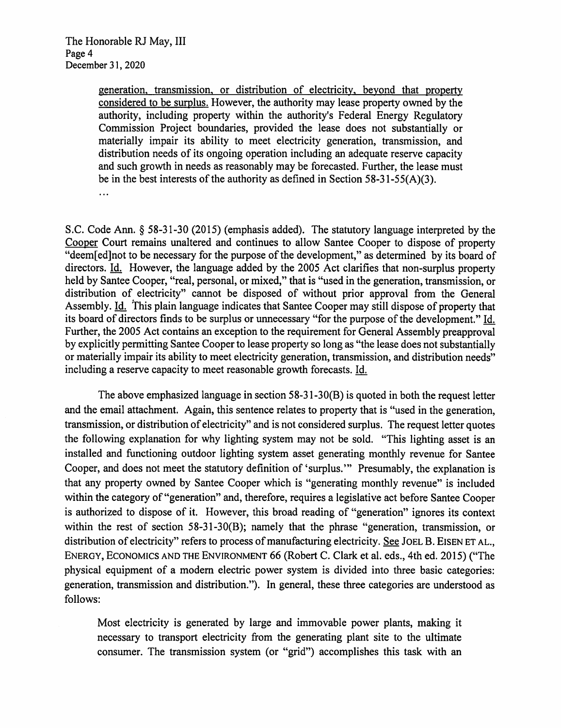generation, transmission, or distribution of electricity, beyond that property considered to be surplus. However, the authority may lease property owned by the authority, including property within the authority's Federal Energy Regulatory Commission Project boundaries, provided the lease does not substantially or materially impair its ability to meet electricity generation, transmission, and distribution needs of its ongoing operation including an adequate reserve capacity and such growth in needs as reasonably may be forecasted. Further, the lease must be in the best interests of the authority as defined in Section 58-31-55(A)(3).
>
> ...

S.C. Code Ann. § 58-31-30 (2015) (emphasis added). The statutory language interpreted by the Cooper Court remains unaltered and continues to allow Santee Cooper to dispose of property "deem[ed]not to be necessary for the purpose of the development," as determined by its board of directors. Id. However, the language added by the 2005 Act clarifies that non-surplus property held by Santee Cooper, "real, personal, or mixed," that is "used in the generation, transmission, or distribution of electricity" cannot be disposed of without prior approval from the General Assembly. Id. This plain language indicates that Santee Cooper may still dispose of property that its board of directors finds to be surplus or unnecessary "for the purpose of the development." Id. Further, the 2005 Act contains an exception to the requirement for General Assembly preapproval by explicitly permitting Santee Cooper to lease property so long as "the lease does not substantially or materially impair its ability to meet electricity generation, transmission, and distribution needs" including a reserve capacity to meet reasonable growth forecasts. Id.

The above emphasized language in section 58-31-30(B) is quoted in both the request letter and the email attachment. Again, this sentence relates to property that is "used in the generation, transmission, or distribution of electricity" and is not considered surplus. The request letter quotes the following explanation for why lighting system may not be sold. "This lighting asset is an installed and functioning outdoor lighting system asset generating monthly revenue for Santee Cooper, and does not meet the statutory definition of 'surplus.'" Presumably, the explanation is that any property owned by Santee Cooper which is "generating monthly revenue" is included within the category of "generation" and, therefore, requires a legislative act before Santee Cooper is authorized to dispose of it. However, this broad reading of "generation" ignores its context within the rest of section 58-31-30(B); namely that the phrase "generation, transmission, or distribution of electricity" refers to process of manufacturing electricity. See JOEL B. EISEN ET AL., ENERGY, ECONOMICS AND THE ENVIRONMENT 66 (Robert C. Clark et al. eds., 4th ed. 2015) ("The physical equipment of a modern electric power system is divided into three basic categories: generation, transmission and distribution."). In general, these three categories are understood as follows:

> Most electricity is generated by large and immovable power plants, making it necessary to transport electricity from the generating plant site to the ultimate consumer. The transmission system (or "grid") accomplishes this task with an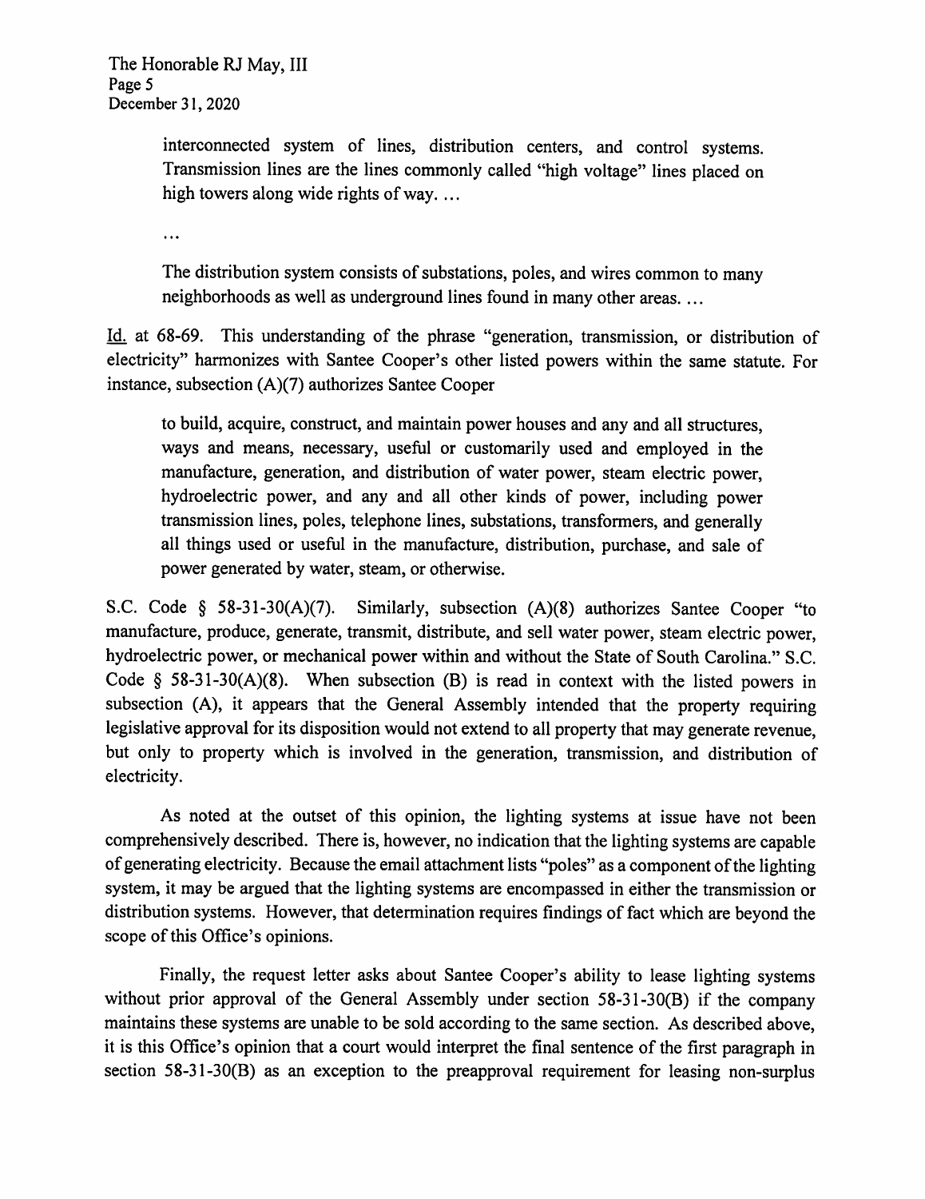> interconnected system of lines, distribution centers, and control systems. Transmission lines are the lines commonly called "high voltage" lines placed on high towers along wide rights of way. ...
>
> ...
>
> The distribution system consists of substations, poles, and wires common to many neighborhoods as well as underground lines found in many other areas. ...

Id. at 68-69. This understanding of the phrase "generation, transmission, or distribution of electricity" harmonizes with Santee Cooper's other listed powers within the same statute. For instance, subsection (A)(7) authorizes Santee Cooper

> to build, acquire, construct, and maintain power houses and any and all structures, ways and means, necessary, useful or customarily used and employed in the manufacture, generation, and distribution of water power, steam electric power, hydroelectric power, and any and all other kinds of power, including power transmission lines, poles, telephone lines, substations, transformers, and generally all things used or useful in the manufacture, distribution, purchase, and sale of power generated by water, steam, or otherwise.

S.C. Code § 58-31-30(A)(7). Similarly, subsection (A)(8) authorizes Santee Cooper "to manufacture, produce, generate, transmit, distribute, and sell water power, steam electric power, hydroelectric power, or mechanical power within and without the State of South Carolina." S.C. Code § 58-31-30(A)(8). When subsection (B) is read in context with the listed powers in subsection (A), it appears that the General Assembly intended that the property requiring legislative approval for its disposition would not extend to all property that may generate revenue, but only to property which is involved in the generation, transmission, and distribution of electricity.

As noted at the outset of this opinion, the lighting systems at issue have not been comprehensively described. There is, however, no indication that the lighting systems are capable of generating electricity. Because the email attachment lists "poles" as a component of the lighting system, it may be argued that the lighting systems are encompassed in either the transmission or distribution systems. However, that determination requires findings of fact which are beyond the scope of this Office's opinions.

Finally, the request letter asks about Santee Cooper's ability to lease lighting systems without prior approval of the General Assembly under section 58-31-30(B) if the company maintains these systems are unable to be sold according to the same section. As described above, it is this Office's opinion that a court would interpret the final sentence of the first paragraph in section 58-31-30(B) as an exception to the preapproval requirement for leasing non-surplus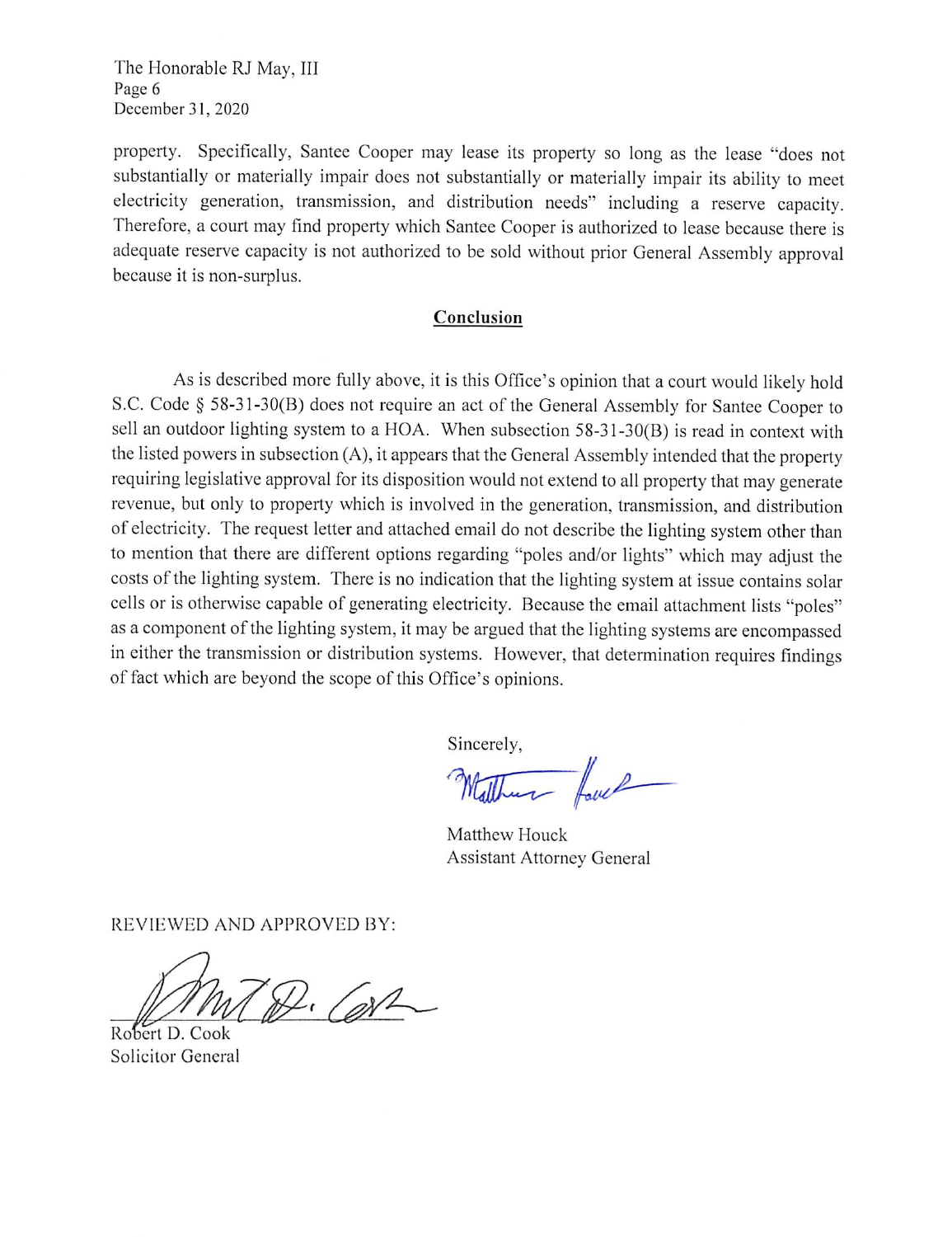property. Specifically, Santee Cooper may lease its property so long as the lease "does not substantially or materially impair does not substantially or materially impair its ability to meet electricity generation, transmission, and distribution needs" including a reserve capacity. Therefore, a court may find property which Santee Cooper is authorized to lease because there is adequate reserve capacity is not authorized to be sold without prior General Assembly approval because it is non-surplus.

## Conclusion

As is described more fully above, it is this Office's opinion that a court would likely hold S.C. Code § 58-31-30(B) does not require an act of the General Assembly for Santee Cooper to sell an outdoor lighting system to a HOA. When subsection 58-31-30(B) is read in context with the listed powers in subsection (A), it appears that the General Assembly intended that the property requiring legislative approval for its disposition would not extend to all property that may generate revenue, but only to property which is involved in the generation, transmission, and distribution of electricity. The request letter and attached email do not describe the lighting system other than to mention that there are different options regarding "poles and/or lights" which may adjust the costs of the lighting system. There is no indication that the lighting system at issue contains solar cells or is otherwise capable of generating electricity. Because the email attachment lists "poles" as a component of the lighting system, it may be argued that the lighting systems are encompassed in either the transmission or distribution systems. However, that determination requires findings of fact which are beyond the scope of this Office's opinions.

Sincerely,

Matthew Houck
Assistant Attorney General

REVIEWED AND APPROVED BY:

Robert D. Cook
Solicitor General